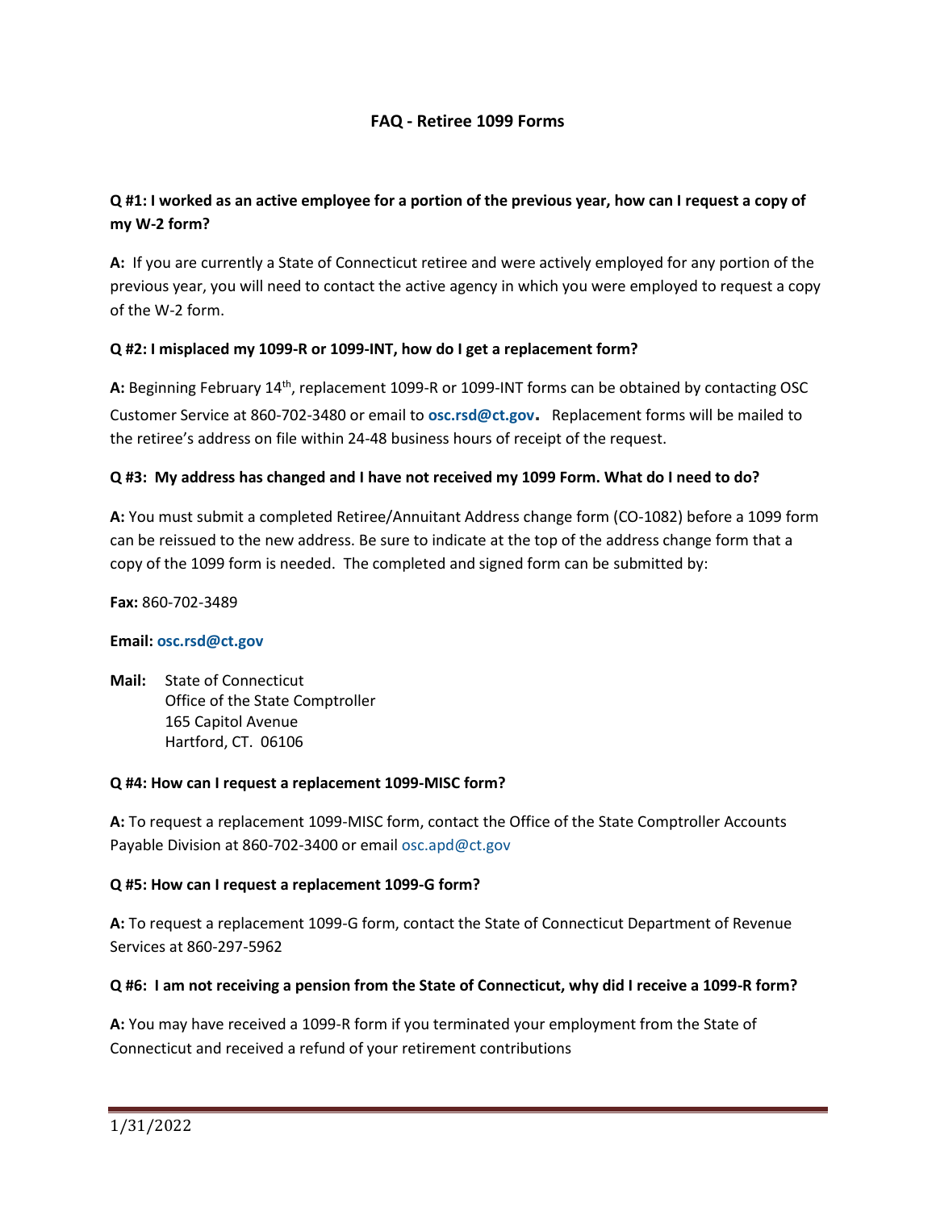# FAQ - Retiree 1099 Forms

**Q #1: I worked as an active employee for a portion of the previous year, how can I request a copy of my W-2 form?**

**A:** If you are currently a State of Connecticut retiree and were actively employed for any portion of the previous year, you will need to contact the active agency in which you were employed to request a copy of the W-2 form.

**Q #2: I misplaced my 1099-R or 1099-INT, how do I get a replacement form?**

**A:** Beginning February 14th, replacement 1099-R or 1099-INT forms can be obtained by contacting OSC Customer Service at 860-702-3480 or email to **osc.rsd@ct.gov**. Replacement forms will be mailed to the retiree's address on file within 24-48 business hours of receipt of the request.

**Q #3: My address has changed and I have not received my 1099 Form. What do I need to do?**

**A:** You must submit a completed Retiree/Annuitant Address change form (CO-1082) before a 1099 form can be reissued to the new address. Be sure to indicate at the top of the address change form that a copy of the 1099 form is needed. The completed and signed form can be submitted by:

**Fax:** 860-702-3489

**Email:** **osc.rsd@ct.gov**

**Mail:** State of Connecticut
Office of the State Comptroller
165 Capitol Avenue
Hartford, CT. 06106

**Q #4: How can I request a replacement 1099-MISC form?**

**A:** To request a replacement 1099-MISC form, contact the Office of the State Comptroller Accounts Payable Division at 860-702-3400 or email osc.apd@ct.gov

**Q #5: How can I request a replacement 1099-G form?**

**A:** To request a replacement 1099-G form, contact the State of Connecticut Department of Revenue Services at 860-297-5962

**Q #6: I am not receiving a pension from the State of Connecticut, why did I receive a 1099-R form?**

**A:** You may have received a 1099-R form if you terminated your employment from the State of Connecticut and received a refund of your retirement contributions

1/31/2022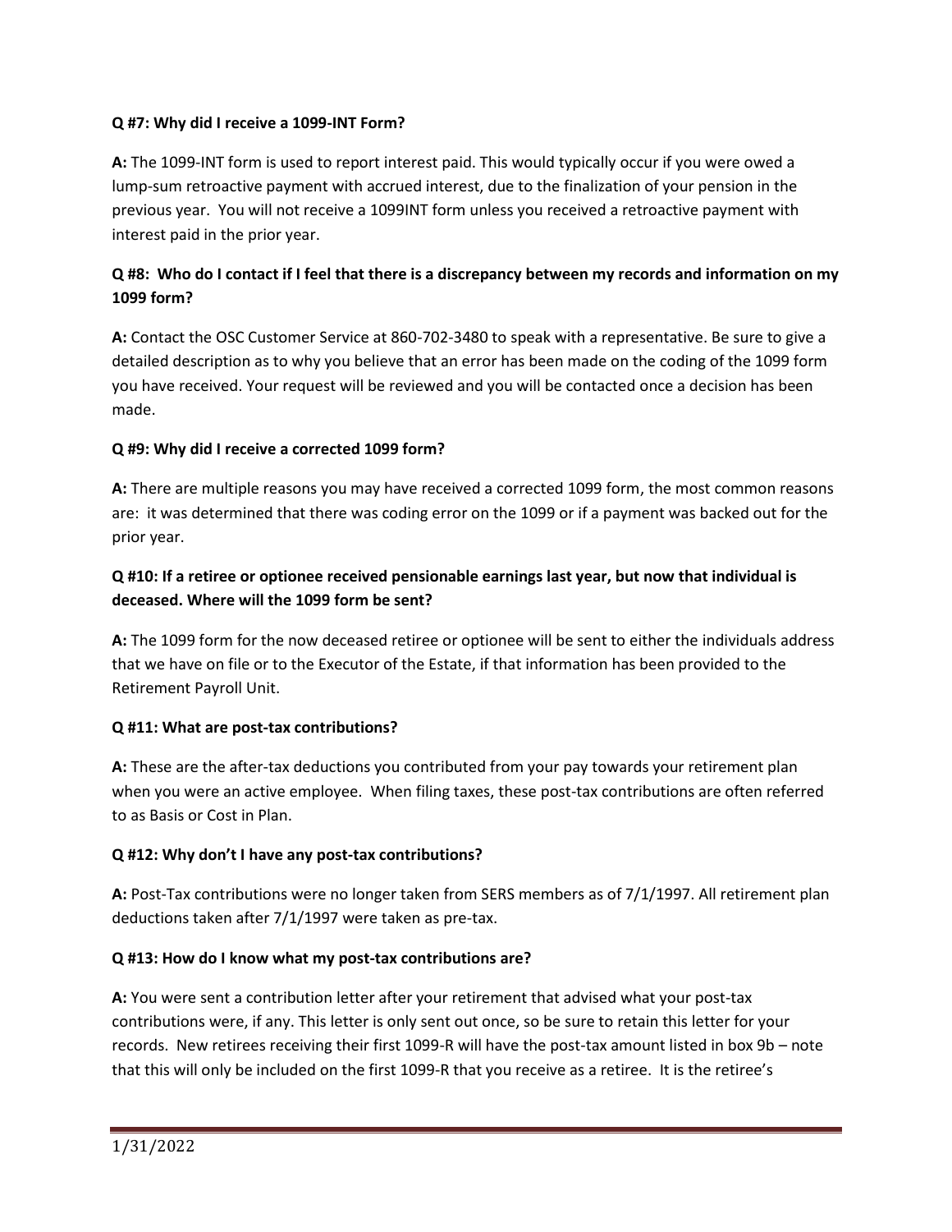**Q #7: Why did I receive a 1099-INT Form?**

**A:** The 1099-INT form is used to report interest paid. This would typically occur if you were owed a lump-sum retroactive payment with accrued interest, due to the finalization of your pension in the previous year. You will not receive a 1099INT form unless you received a retroactive payment with interest paid in the prior year.

**Q #8: Who do I contact if I feel that there is a discrepancy between my records and information on my 1099 form?**

**A:** Contact the OSC Customer Service at 860-702-3480 to speak with a representative. Be sure to give a detailed description as to why you believe that an error has been made on the coding of the 1099 form you have received. Your request will be reviewed and you will be contacted once a decision has been made.

**Q #9: Why did I receive a corrected 1099 form?**

**A:** There are multiple reasons you may have received a corrected 1099 form, the most common reasons are: it was determined that there was coding error on the 1099 or if a payment was backed out for the prior year.

**Q #10: If a retiree or optionee received pensionable earnings last year, but now that individual is deceased. Where will the 1099 form be sent?**

**A:** The 1099 form for the now deceased retiree or optionee will be sent to either the individuals address that we have on file or to the Executor of the Estate, if that information has been provided to the Retirement Payroll Unit.

**Q #11: What are post-tax contributions?**

**A:** These are the after-tax deductions you contributed from your pay towards your retirement plan when you were an active employee. When filing taxes, these post-tax contributions are often referred to as Basis or Cost in Plan.

**Q #12: Why don't I have any post-tax contributions?**

**A:** Post-Tax contributions were no longer taken from SERS members as of 7/1/1997. All retirement plan deductions taken after 7/1/1997 were taken as pre-tax.

**Q #13: How do I know what my post-tax contributions are?**

**A:** You were sent a contribution letter after your retirement that advised what your post-tax contributions were, if any. This letter is only sent out once, so be sure to retain this letter for your records. New retirees receiving their first 1099-R will have the post-tax amount listed in box 9b – note that this will only be included on the first 1099-R that you receive as a retiree. It is the retiree's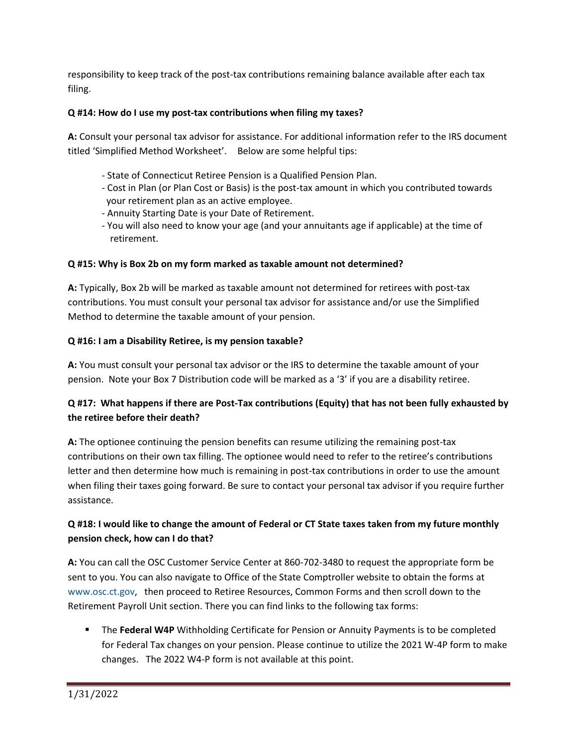responsibility to keep track of the post-tax contributions remaining balance available after each tax filing.

**Q #14: How do I use my post-tax contributions when filing my taxes?**

**A:** Consult your personal tax advisor for assistance. For additional information refer to the IRS document titled 'Simplified Method Worksheet'. Below are some helpful tips:

- State of Connecticut Retiree Pension is a Qualified Pension Plan.
- Cost in Plan (or Plan Cost or Basis) is the post-tax amount in which you contributed towards your retirement plan as an active employee.
- Annuity Starting Date is your Date of Retirement.
- You will also need to know your age (and your annuitants age if applicable) at the time of retirement.

**Q #15: Why is Box 2b on my form marked as taxable amount not determined?**

**A:** Typically, Box 2b will be marked as taxable amount not determined for retirees with post-tax contributions. You must consult your personal tax advisor for assistance and/or use the Simplified Method to determine the taxable amount of your pension.

**Q #16: I am a Disability Retiree, is my pension taxable?**

**A:** You must consult your personal tax advisor or the IRS to determine the taxable amount of your pension. Note your Box 7 Distribution code will be marked as a '3' if you are a disability retiree.

**Q #17: What happens if there are Post-Tax contributions (Equity) that has not been fully exhausted by the retiree before their death?**

**A:** The optionee continuing the pension benefits can resume utilizing the remaining post-tax contributions on their own tax filling. The optionee would need to refer to the retiree's contributions letter and then determine how much is remaining in post-tax contributions in order to use the amount when filing their taxes going forward. Be sure to contact your personal tax advisor if you require further assistance.

**Q #18: I would like to change the amount of Federal or CT State taxes taken from my future monthly pension check, how can I do that?**

**A:** You can call the OSC Customer Service Center at 860-702-3480 to request the appropriate form be sent to you. You can also navigate to Office of the State Comptroller website to obtain the forms at www.osc.ct.gov, then proceed to Retiree Resources, Common Forms and then scroll down to the Retirement Payroll Unit section. There you can find links to the following tax forms:

- The **Federal W4P** Withholding Certificate for Pension or Annuity Payments is to be completed for Federal Tax changes on your pension. Please continue to utilize the 2021 W-4P form to make changes. The 2022 W4-P form is not available at this point.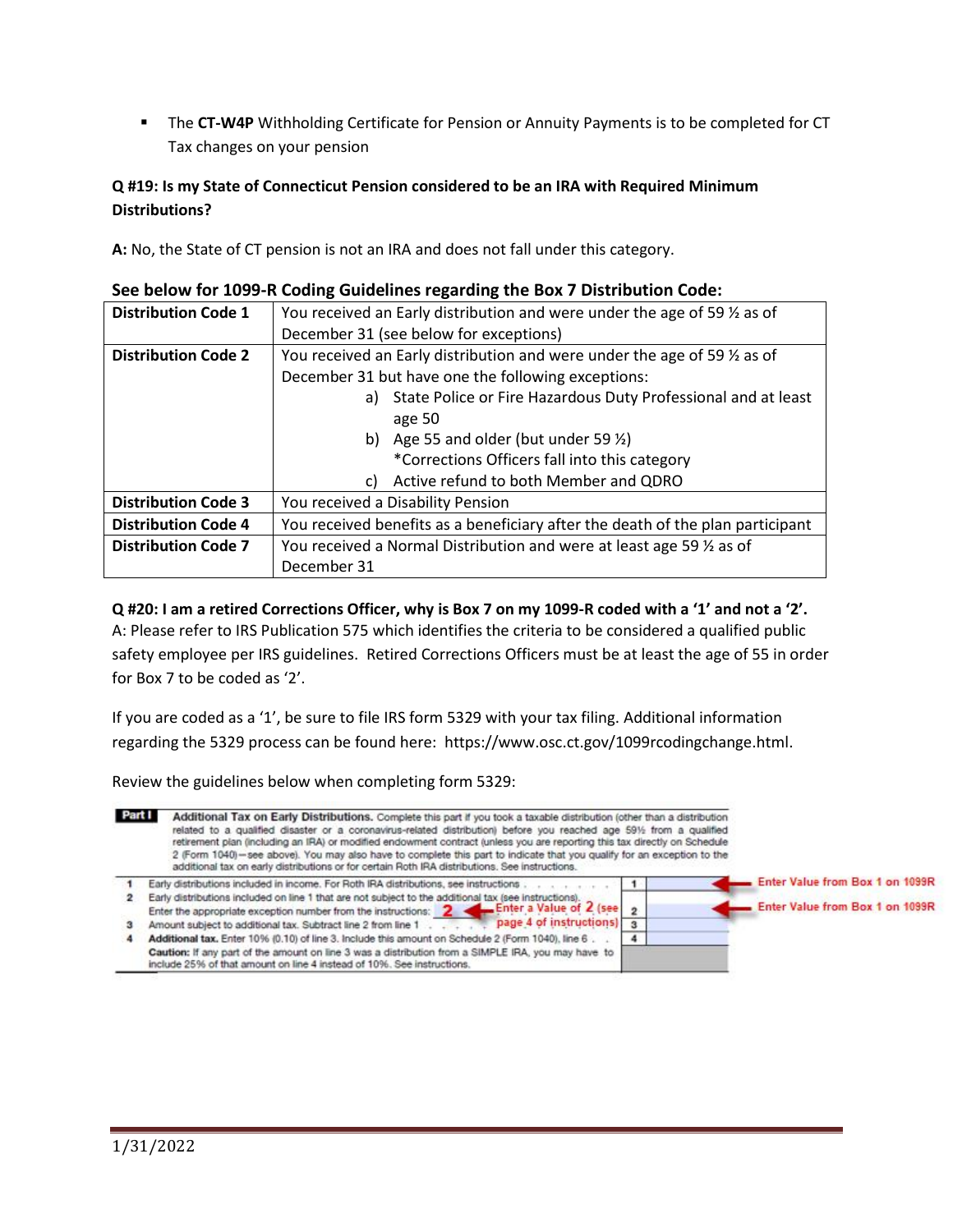- The **CT-W4P** Withholding Certificate for Pension or Annuity Payments is to be completed for CT Tax changes on your pension

**Q #19: Is my State of Connecticut Pension considered to be an IRA with Required Minimum Distributions?**

**A:** No, the State of CT pension is not an IRA and does not fall under this category.

**See below for 1099-R Coding Guidelines regarding the Box 7 Distribution Code:**

| | |
|---|---|
| **Distribution Code 1** | You received an Early distribution and were under the age of 59 ½ as of December 31 (see below for exceptions) |
| **Distribution Code 2** | You received an Early distribution and were under the age of 59 ½ as of December 31 but have one the following exceptions:<br>a) State Police or Fire Hazardous Duty Professional and at least age 50<br>b) Age 55 and older (but under 59 ½)<br>*Corrections Officers fall into this category<br>c) Active refund to both Member and QDRO |
| **Distribution Code 3** | You received a Disability Pension |
| **Distribution Code 4** | You received benefits as a beneficiary after the death of the plan participant |
| **Distribution Code 7** | You received a Normal Distribution and were at least age 59 ½ as of December 31 |

**Q #20: I am a retired Corrections Officer, why is Box 7 on my 1099-R coded with a '1' and not a '2'.**

A: Please refer to IRS Publication 575 which identifies the criteria to be considered a qualified public safety employee per IRS guidelines. Retired Corrections Officers must be at least the age of 55 in order for Box 7 to be coded as '2'.

If you are coded as a '1', be sure to file IRS form 5329 with your tax filing. Additional information regarding the 5329 process can be found here: https://www.osc.ct.gov/1099rcodingchange.html.

Review the guidelines below when completing form 5329:

**Part I** **Additional Tax on Early Distributions.** Complete this part if you took a taxable distribution (other than a distribution related to a qualified disaster or a coronavirus-related distribution) before you reached age 59½ from a qualified retirement plan (including an IRA) or modified endowment contract (unless you are reporting this tax directly on Schedule 2 (Form 1040)—see above). You may also have to complete this part to indicate that you qualify for an exception to the additional tax on early distributions or for certain Roth IRA distributions. See instructions.

| | | | | |
|---|---|---|---|---|
| 1 | Early distributions included in income. For Roth IRA distributions, see instructions | 1 | | Enter Value from Box 1 on 1099R |
| 2 | Early distributions included on line 1 that are not subject to the additional tax (see instructions). Enter the appropriate exception number from the instructions: 2 ← Enter a Value of 2 (see page 4 of instructions) | 2 | | Enter Value from Box 1 on 1099R |
| 3 | Amount subject to additional tax. Subtract line 2 from line 1 | 3 | | |
| 4 | **Additional tax.** Enter 10% (0.10) of line 3. Include this amount on Schedule 2 (Form 1040), line 6<br>**Caution:** If any part of the amount on line 3 was a distribution from a SIMPLE IRA, you may have to include 25% of that amount on line 4 instead of 10%. See instructions. | 4 | | |

1/31/2022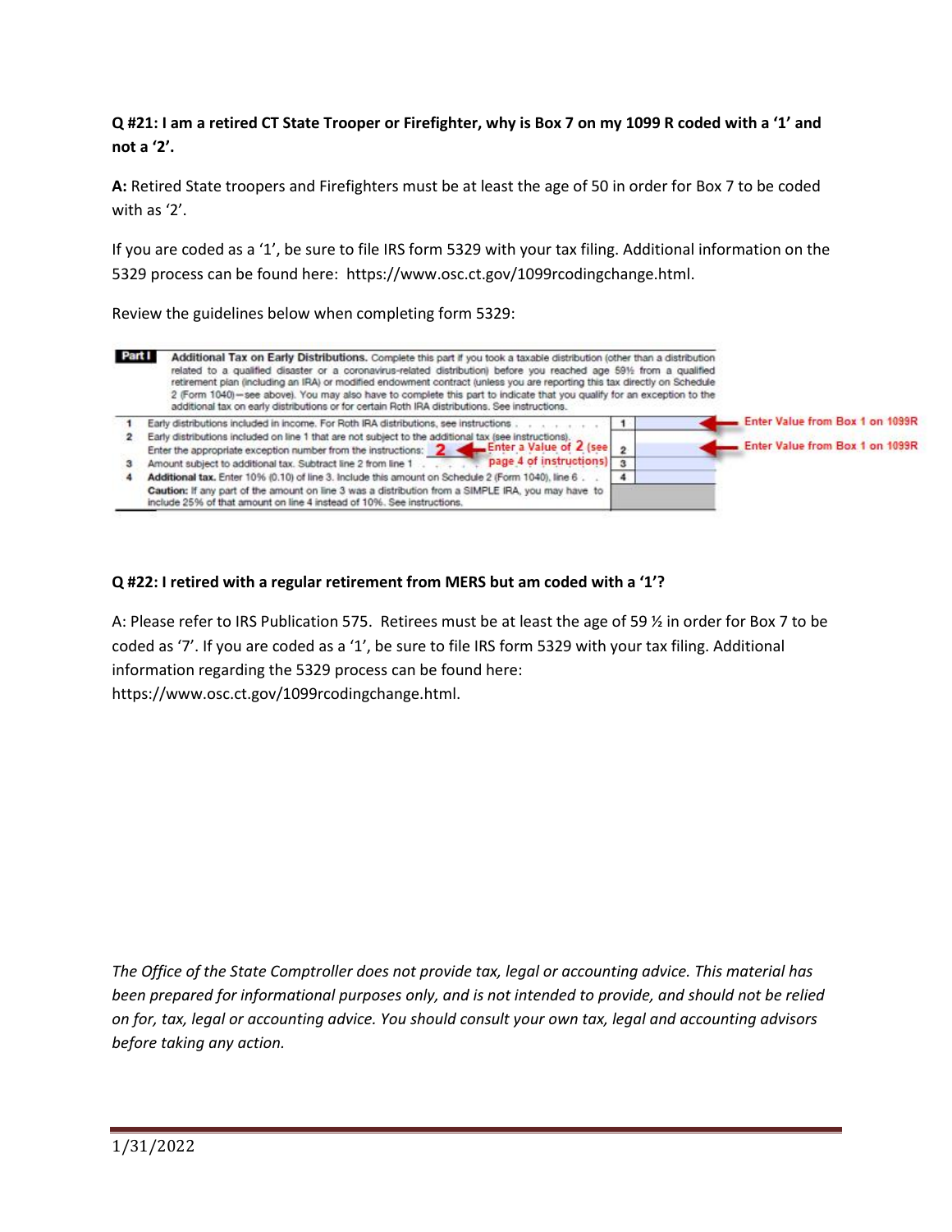**Q #21: I am a retired CT State Trooper or Firefighter, why is Box 7 on my 1099 R coded with a '1' and not a '2'.**

**A:** Retired State troopers and Firefighters must be at least the age of 50 in order for Box 7 to be coded with as '2'.

If you are coded as a '1', be sure to file IRS form 5329 with your tax filing. Additional information on the 5329 process can be found here: https://www.osc.ct.gov/1099rcodingchange.html.

Review the guidelines below when completing form 5329:

**Part I** **Additional Tax on Early Distributions.** Complete this part if you took a taxable distribution (other than a distribution related to a qualified disaster or a coronavirus-related distribution) before you reached age 59½ from a qualified retirement plan (including an IRA) or modified endowment contract (unless you are reporting this tax directly on Schedule 2 (Form 1040)—see above). You may also have to complete this part to indicate that you qualify for an exception to the additional tax on early distributions or for certain Roth IRA distributions. See instructions.

| | | | | Note |
|---|---|---|---|---|
| 1 | Early distributions included in income. For Roth IRA distributions, see instructions . . . . . . . | 1 | | Enter Value from Box 1 on 1099R |
| 2 | Early distributions included on line 1 that are not subject to the additional tax (see instructions). Enter the appropriate exception number from the instructions: 2 ← Enter a Value of 2 (see page 4 of instructions) | 2 | | Enter Value from Box 1 on 1099R |
| 3 | Amount subject to additional tax. Subtract line 2 from line 1 . . . . . . | 3 | | |
| 4 | **Additional tax.** Enter 10% (0.10) of line 3. Include this amount on Schedule 2 (Form 1040), line 6 . . **Caution:** If any part of the amount on line 3 was a distribution from a SIMPLE IRA, you may have to include 25% of that amount on line 4 instead of 10%. See instructions. | 4 | | |

**Q #22: I retired with a regular retirement from MERS but am coded with a '1'?**

A: Please refer to IRS Publication 575. Retirees must be at least the age of 59 ½ in order for Box 7 to be coded as '7'. If you are coded as a '1', be sure to file IRS form 5329 with your tax filing. Additional information regarding the 5329 process can be found here: https://www.osc.ct.gov/1099rcodingchange.html.

*The Office of the State Comptroller does not provide tax, legal or accounting advice. This material has been prepared for informational purposes only, and is not intended to provide, and should not be relied on for, tax, legal or accounting advice. You should consult your own tax, legal and accounting advisors before taking any action.*

1/31/2022